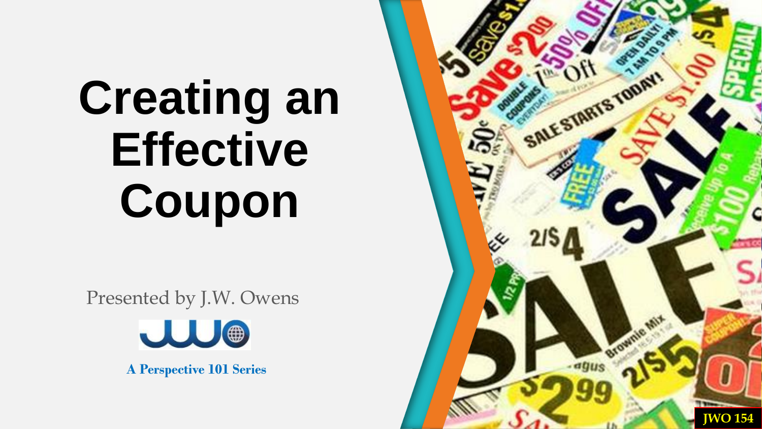# Creating an Effective Coupon

Presented by J.W. Owens

**A Perspective 101 Series**

JWO 154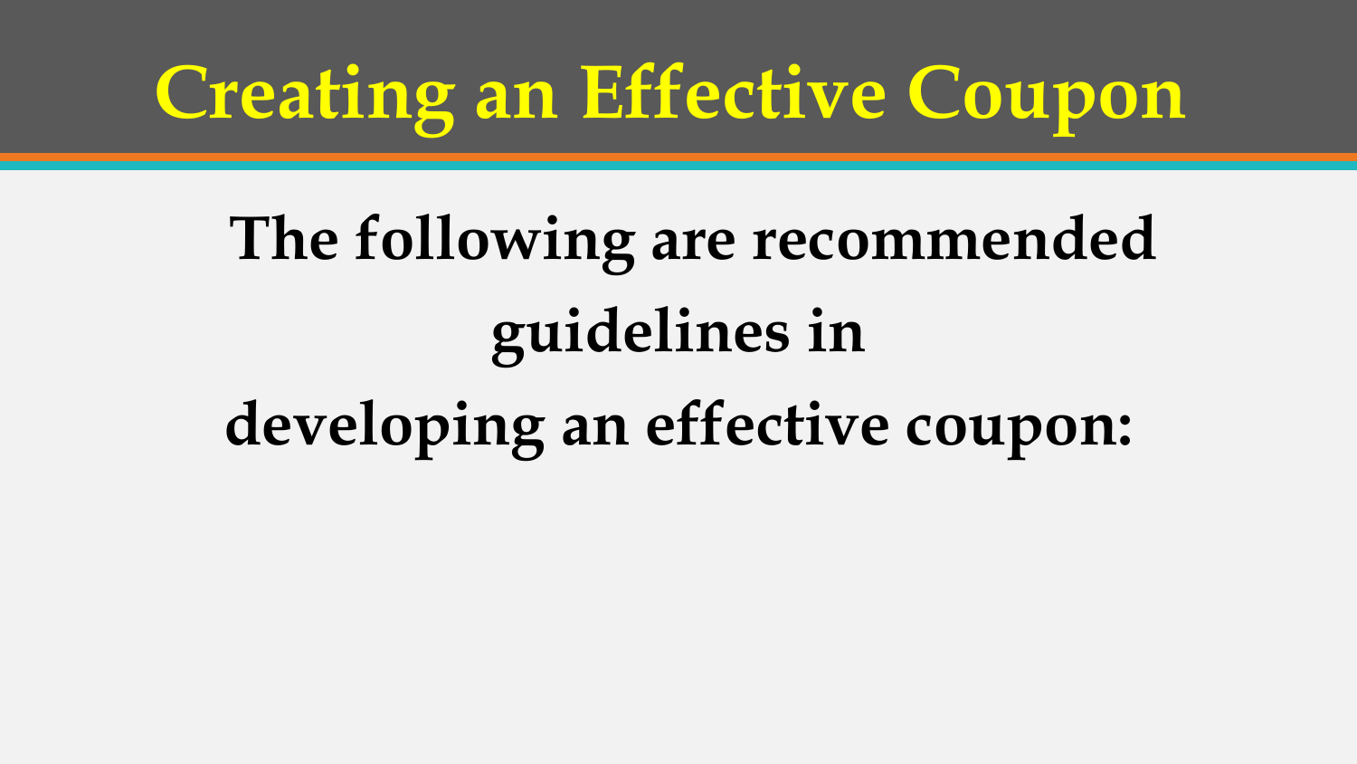# Creating an Effective Coupon

**The following are recommended guidelines in developing an effective coupon:**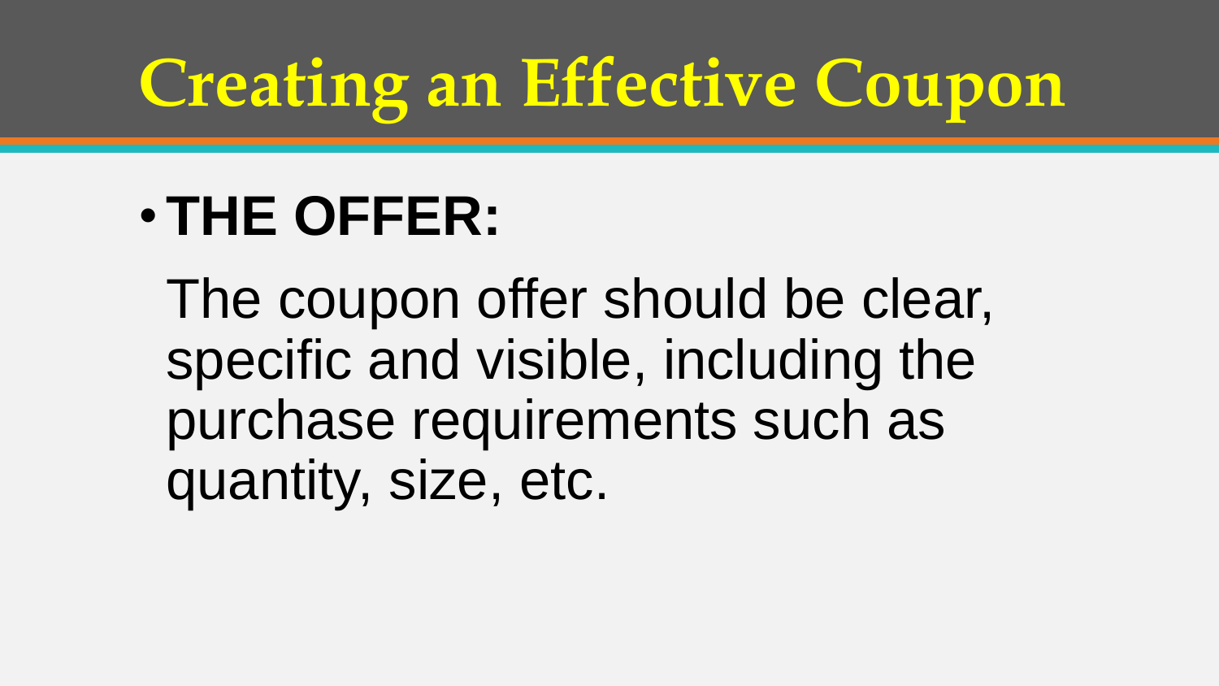# Creating an Effective Coupon

- **THE OFFER:**

  The coupon offer should be clear, specific and visible, including the purchase requirements such as quantity, size, etc.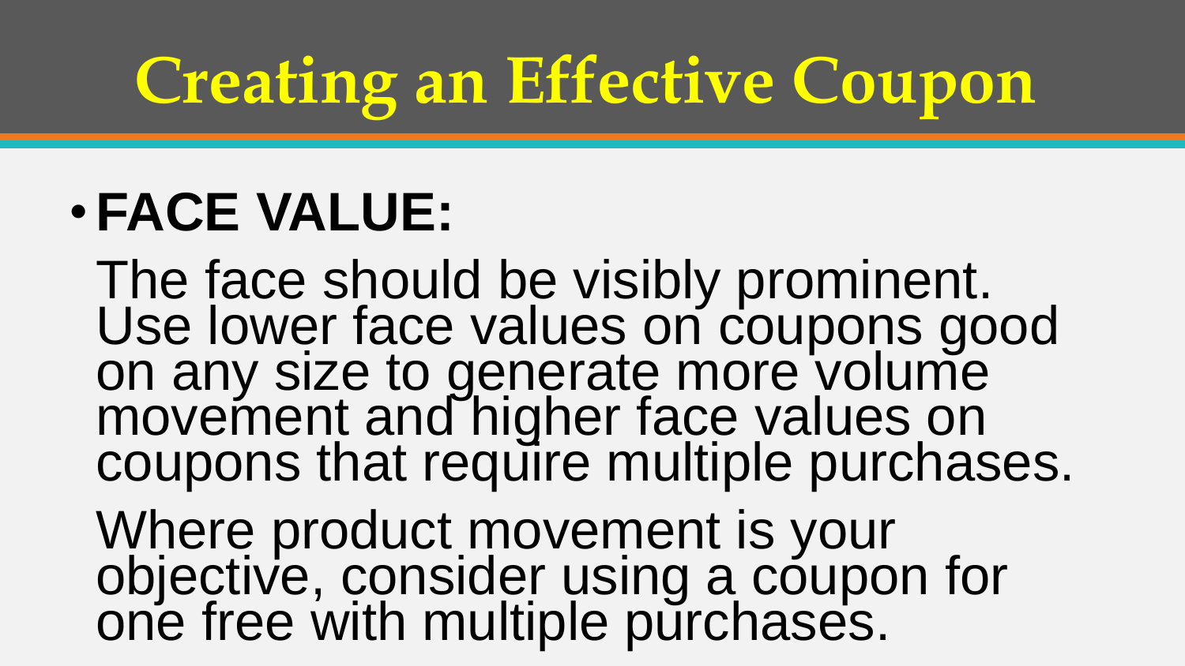# Creating an Effective Coupon

- **FACE VALUE:**

  The face should be visibly prominent. Use lower face values on coupons good on any size to generate more volume movement and higher face values on coupons that require multiple purchases.

  Where product movement is your objective, consider using a coupon for one free with multiple purchases.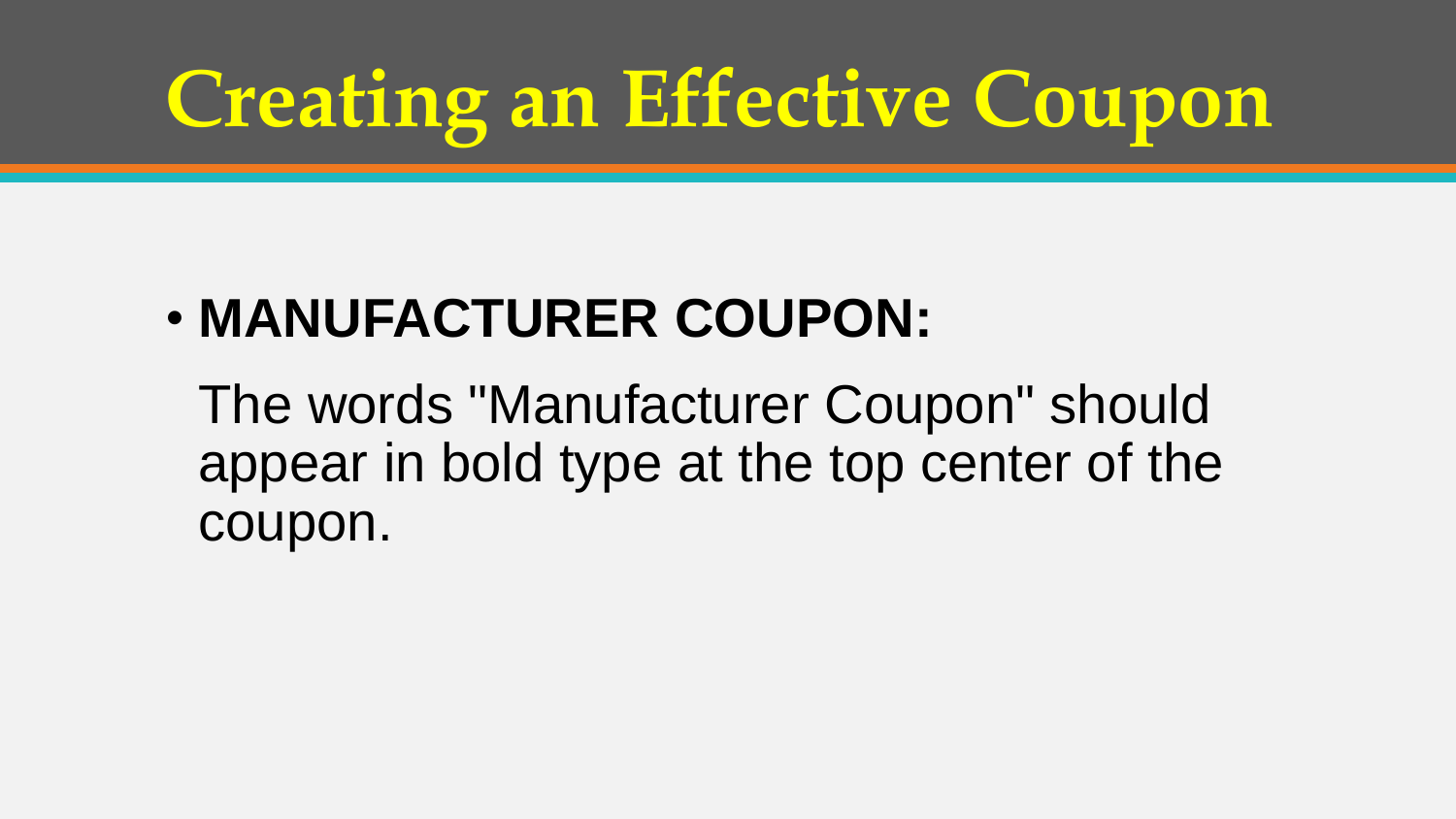# Creating an Effective Coupon

- **MANUFACTURER COUPON:**

  The words "Manufacturer Coupon" should appear in bold type at the top center of the coupon.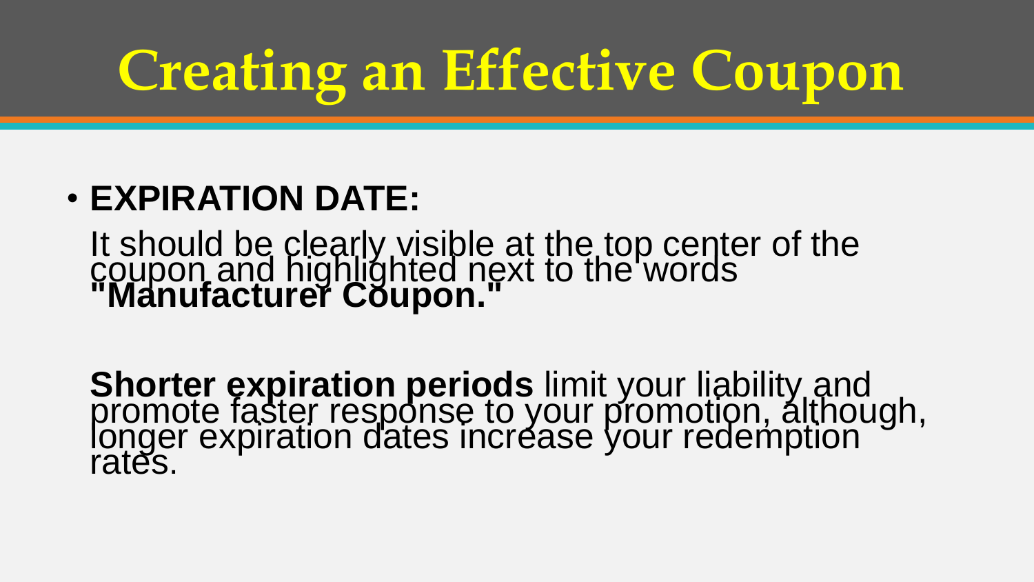# Creating an Effective Coupon

- **EXPIRATION DATE:**

  It should be clearly visible at the top center of the coupon and highlighted next to the words **"Manufacturer Coupon."**

  **Shorter expiration periods** limit your liability and promote faster response to your promotion, although, longer expiration dates increase your redemption rates.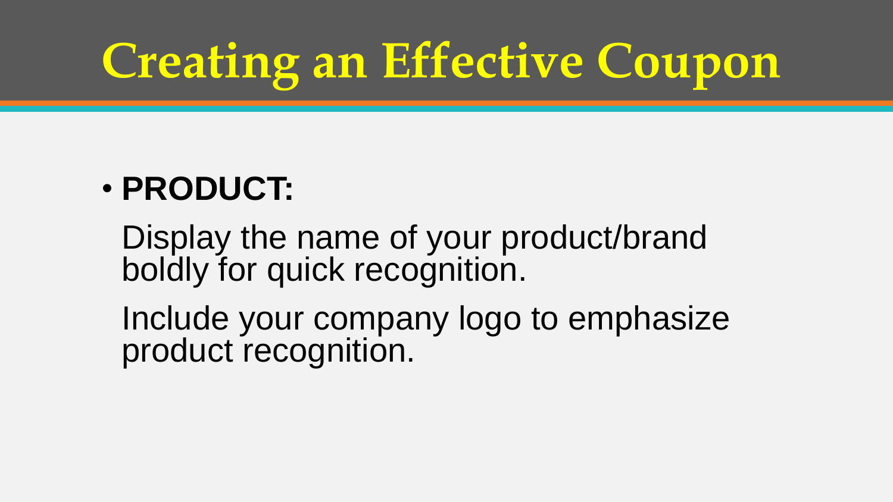# Creating an Effective Coupon

- **PRODUCT:**

  Display the name of your product/brand boldly for quick recognition.

  Include your company logo to emphasize product recognition.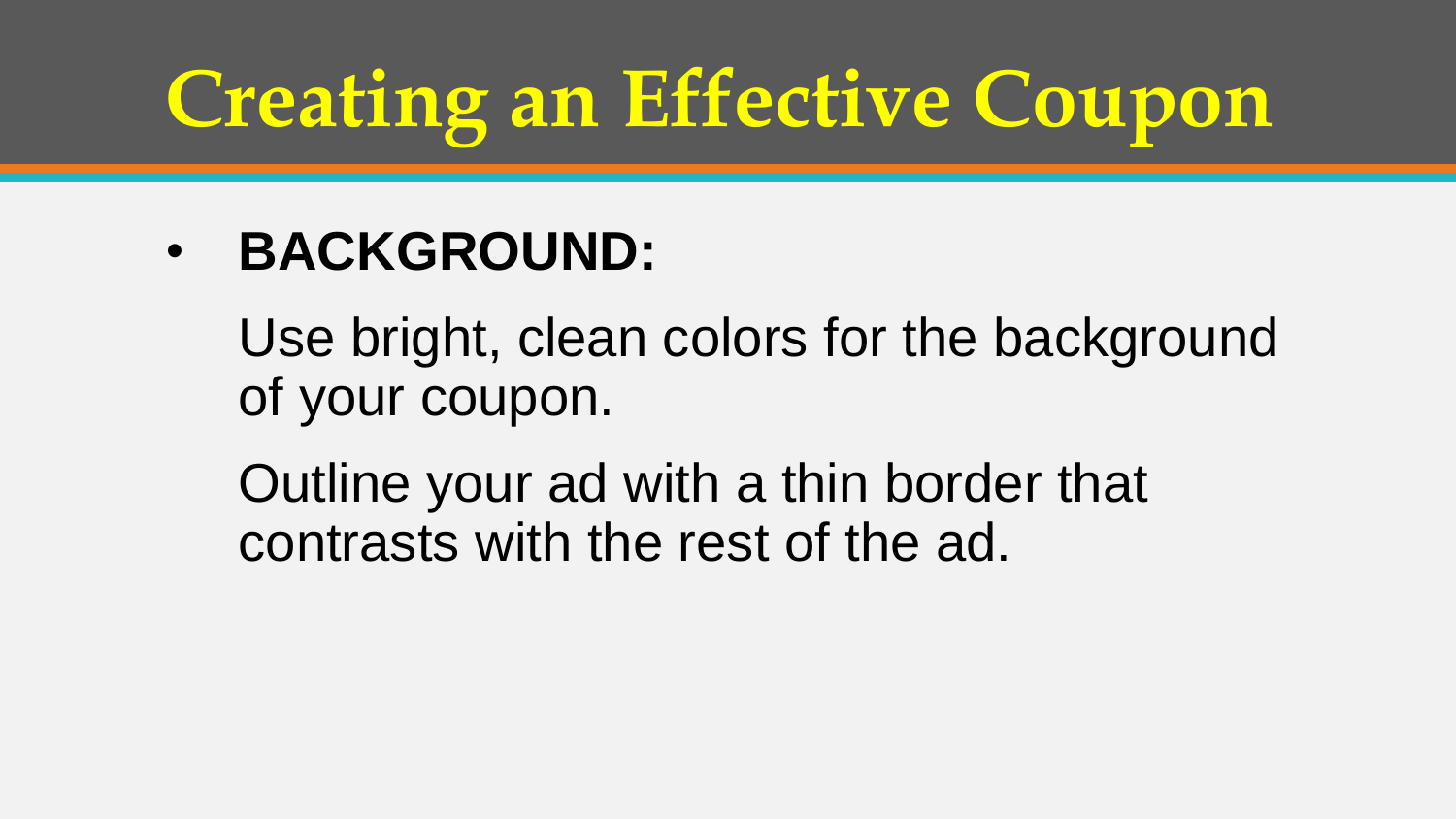# Creating an Effective Coupon

- **BACKGROUND:**

  Use bright, clean colors for the background of your coupon.

  Outline your ad with a thin border that contrasts with the rest of the ad.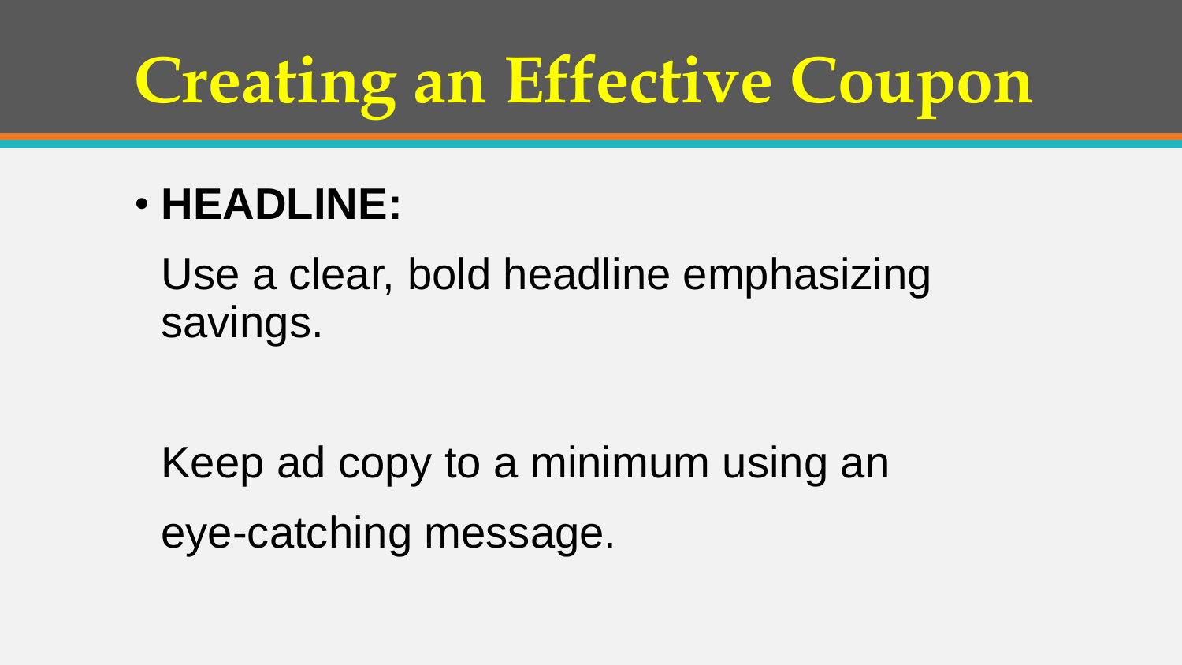# Creating an Effective Coupon

- **HEADLINE:**

  Use a clear, bold headline emphasizing savings.

  Keep ad copy to a minimum using an eye-catching message.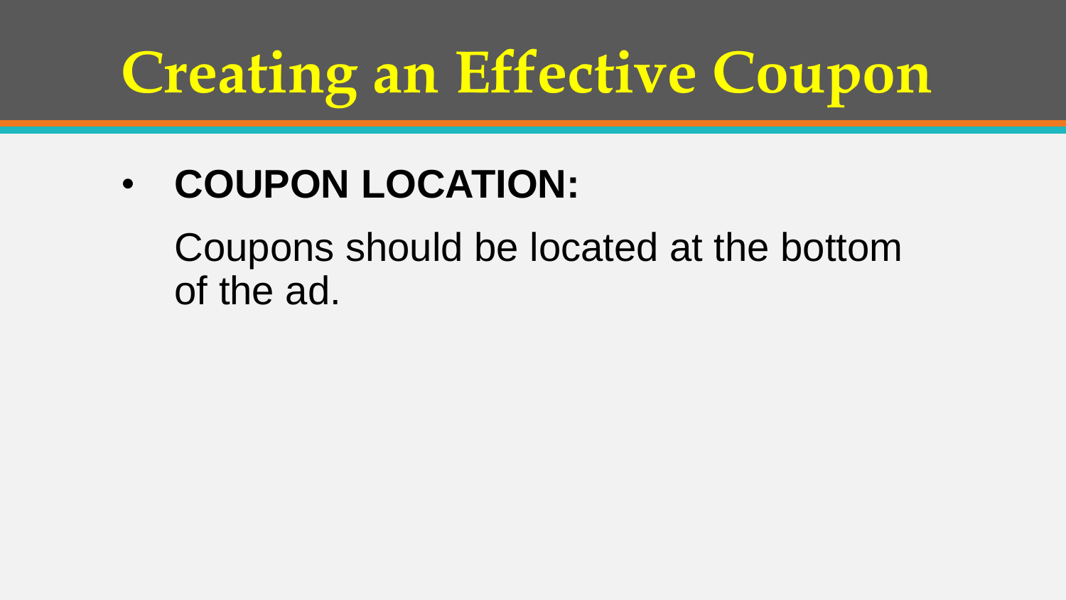# Creating an Effective Coupon

- **COUPON LOCATION:**

  Coupons should be located at the bottom of the ad.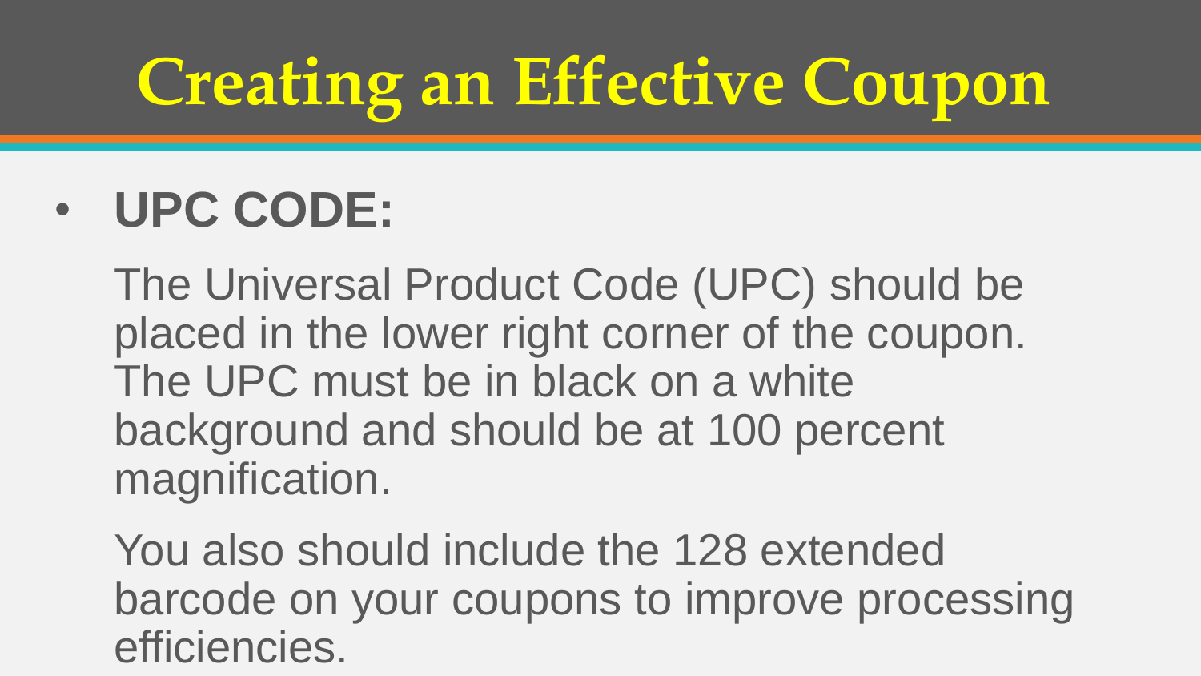# Creating an Effective Coupon

- **UPC CODE:**

  The Universal Product Code (UPC) should be placed in the lower right corner of the coupon. The UPC must be in black on a white background and should be at 100 percent magnification.

  You also should include the 128 extended barcode on your coupons to improve processing efficiencies.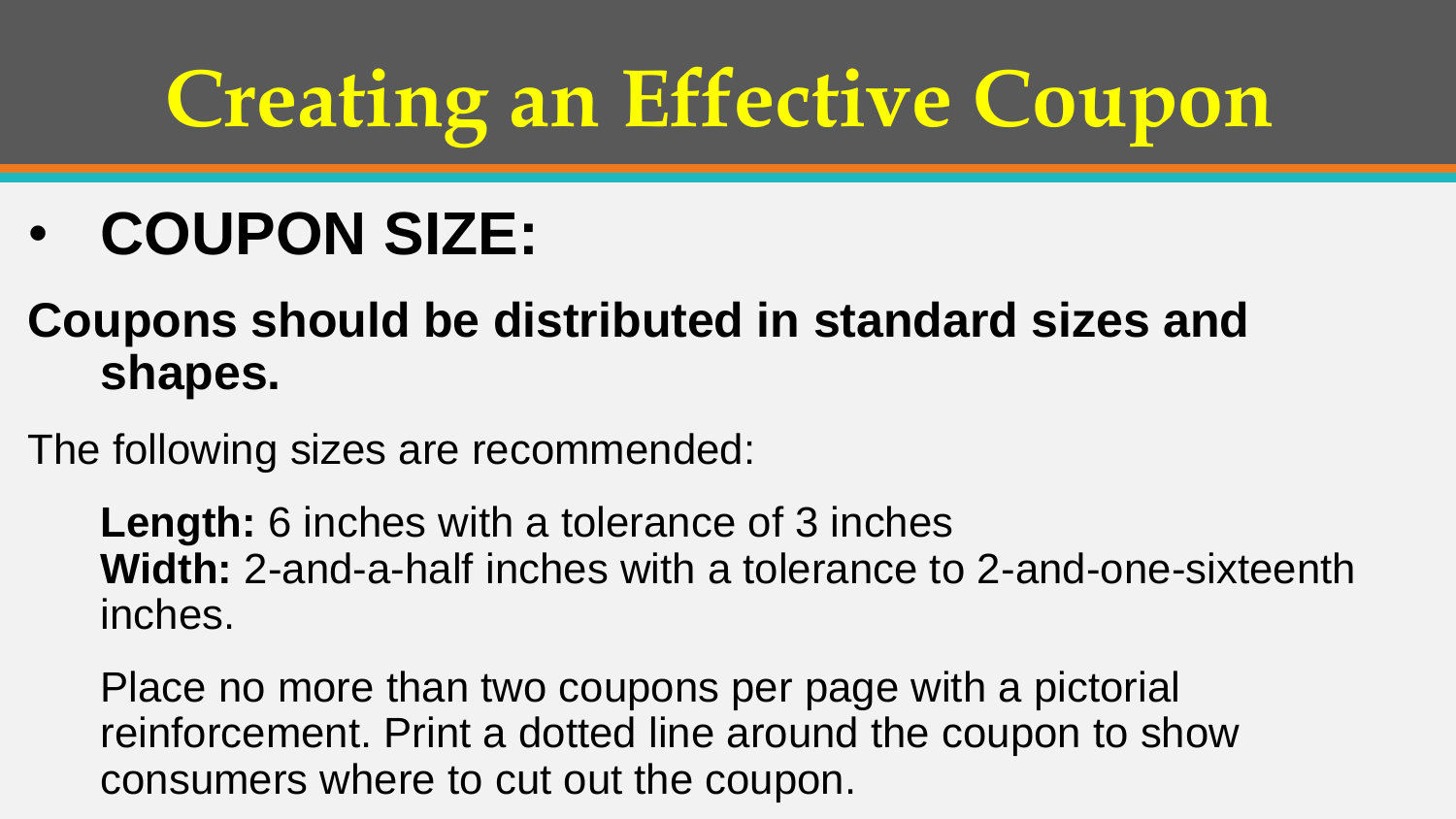# Creating an Effective Coupon

- **COUPON SIZE:**

**Coupons should be distributed in standard sizes and shapes.**

The following sizes are recommended:

**Length:** 6 inches with a tolerance of 3 inches
**Width:** 2-and-a-half inches with a tolerance to 2-and-one-sixteenth inches.

Place no more than two coupons per page with a pictorial reinforcement. Print a dotted line around the coupon to show consumers where to cut out the coupon.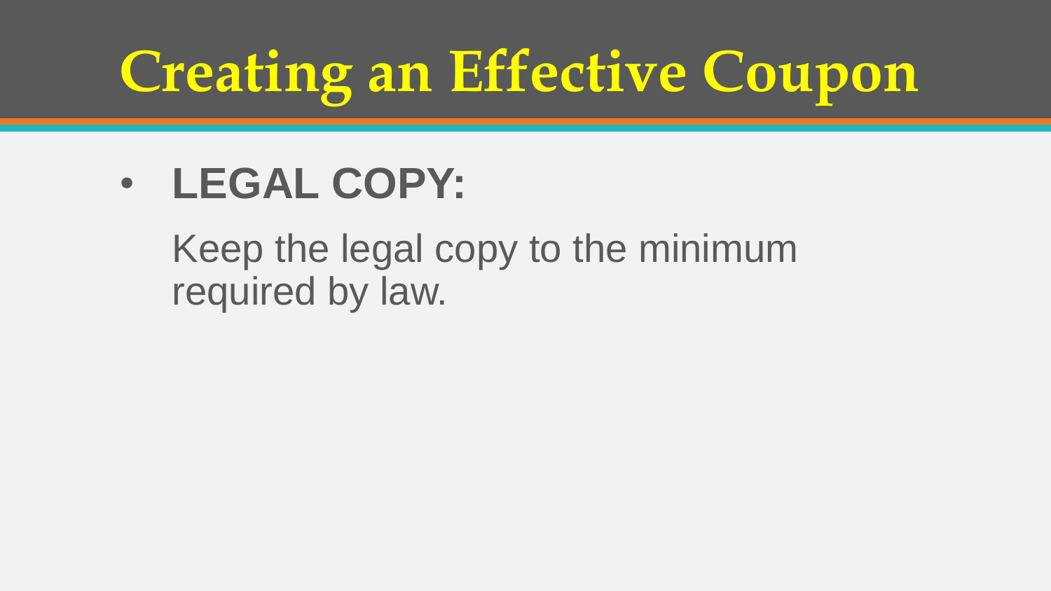# Creating an Effective Coupon

- **LEGAL COPY:**

  Keep the legal copy to the minimum required by law.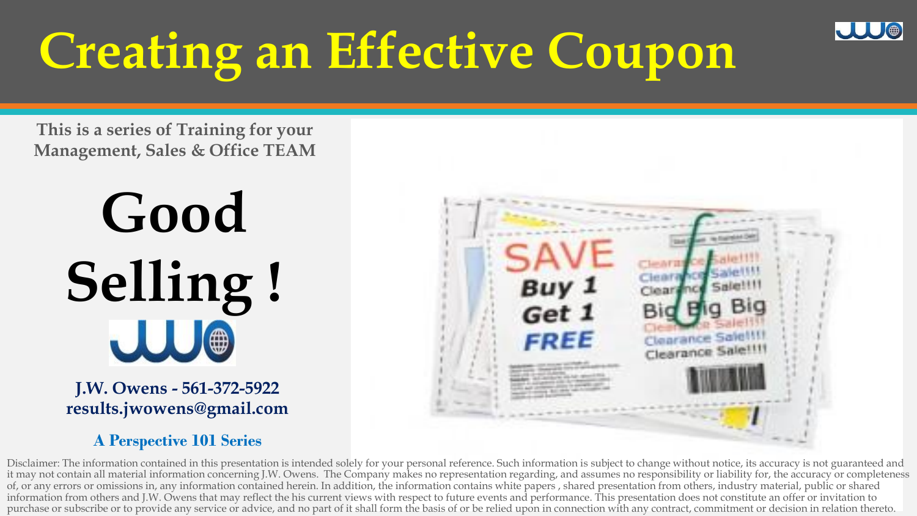# Creating an Effective Coupon

This is a series of Training for your Management, Sales & Office TEAM

# Good Selling !

**J.W. Owens - 561-372-5922**
**results.jwowens@gmail.com**

**A Perspective 101 Series**

Disclaimer: The information contained in this presentation is intended solely for your personal reference. Such information is subject to change without notice, its accuracy is not guaranteed and it may not contain all material information concerning J.W. Owens. The Company makes no representation regarding, and assumes no responsibility or liability for, the accuracy or completeness of, or any errors or omissions in, any information contained herein. In addition, the information contains white papers , shared presentation from others, industry material, public or shared information from others and J.W. Owens that may reflect the his current views with respect to future events and performance. This presentation does not constitute an offer or invitation to purchase or subscribe or to provide any service or advice, and no part of it shall form the basis of or be relied upon in connection with any contract, commitment or decision in relation thereto.